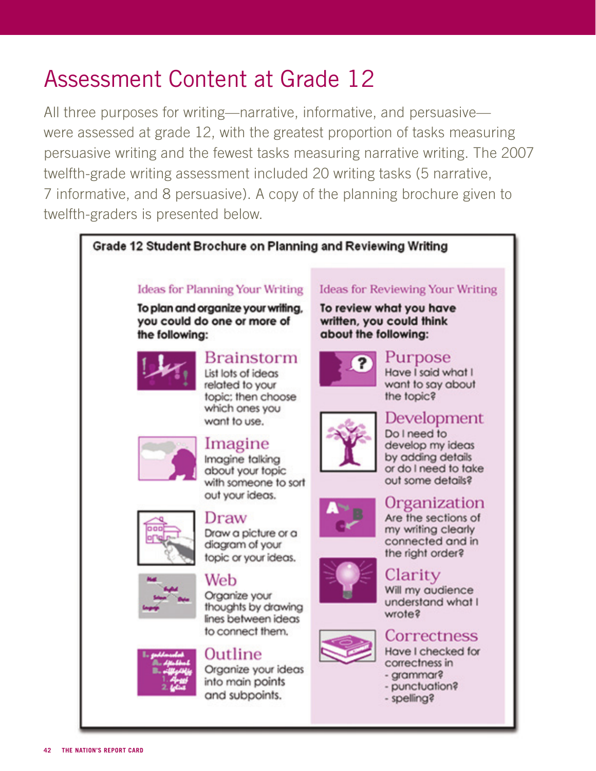# Assessment Content at Grade 12

All three purposes for writing—narrative, informative, and persuasive—were assessed at grade 12, with the greatest proportion of tasks measuring persuasive writing and the fewest tasks measuring narrative writing. The 2007 twelfth-grade writing assessment included 20 writing tasks (5 narrative, 7 informative, and 8 persuasive). A copy of the planning brochure given to twelfth-graders is presented below.

**Grade 12 Student Brochure on Planning and Reviewing Writing**

## Ideas for Planning Your Writing

**To plan and organize your writing, you could do one or more of the following:**

### Brainstorm
List lots of ideas related to your topic; then choose which ones you want to use.

### Imagine
Imagine talking about your topic with someone to sort out your ideas.

### Draw
Draw a picture or a diagram of your topic or your ideas.

### Web
Organize your thoughts by drawing lines between ideas to connect them.

### Outline
Organize your ideas into main points and subpoints.

## Ideas for Reviewing Your Writing

**To review what you have written, you could think about the following:**

### Purpose
Have I said what I want to say about the topic?

### Development
Do I need to develop my ideas by adding details or do I need to take out some details?

### Organization
Are the sections of my writing clearly connected and in the right order?

### Clarity
Will my audience understand what I wrote?

### Correctness
Have I checked for correctness in
- grammar?
- punctuation?
- spelling?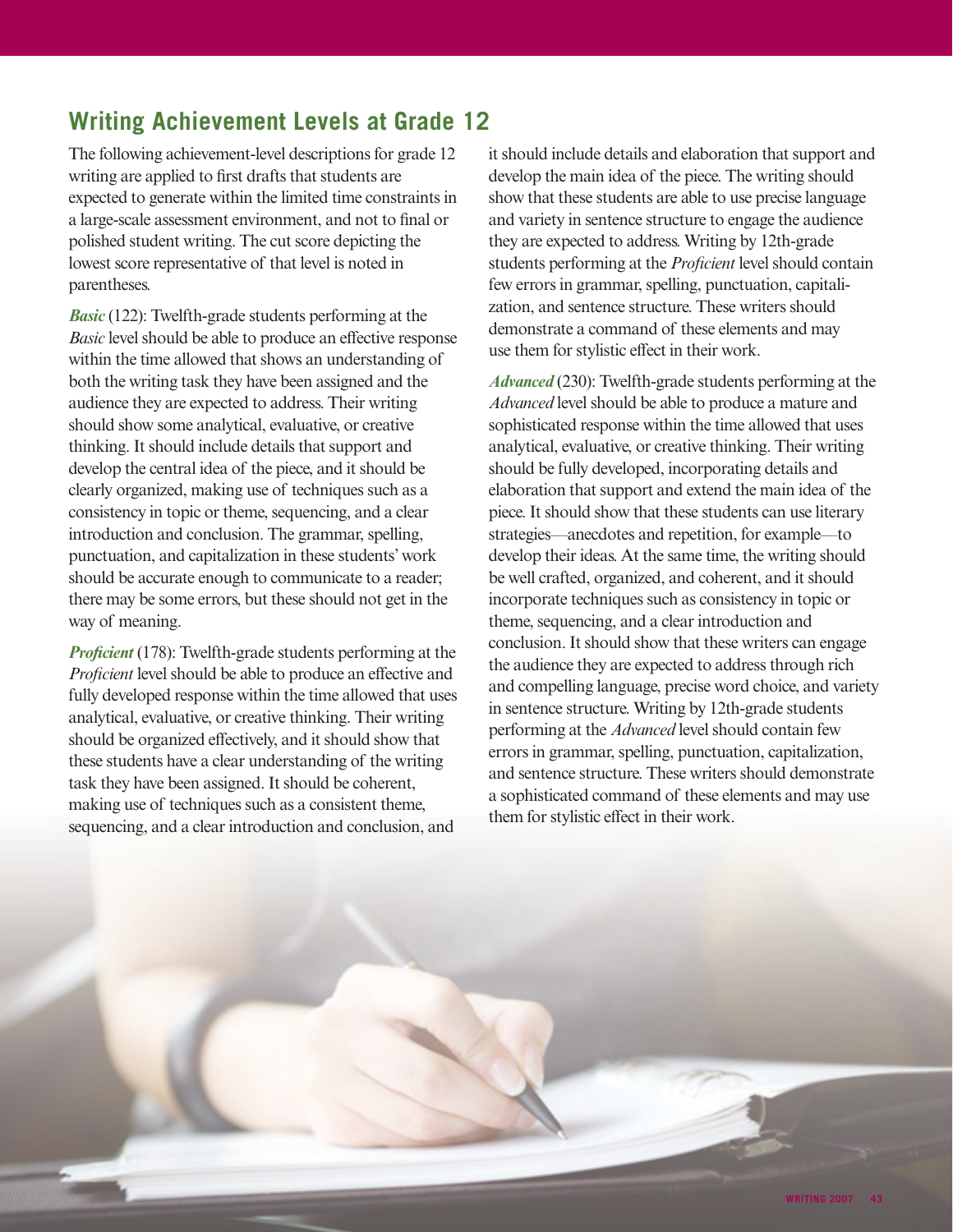## Writing Achievement Levels at Grade 12

The following achievement-level descriptions for grade 12 writing are applied to first drafts that students are expected to generate within the limited time constraints in a large-scale assessment environment, and not to final or polished student writing. The cut score depicting the lowest score representative of that level is noted in parentheses.

***Basic*** (122): Twelfth-grade students performing at the *Basic* level should be able to produce an effective response within the time allowed that shows an understanding of both the writing task they have been assigned and the audience they are expected to address. Their writing should show some analytical, evaluative, or creative thinking. It should include details that support and develop the central idea of the piece, and it should be clearly organized, making use of techniques such as a consistency in topic or theme, sequencing, and a clear introduction and conclusion. The grammar, spelling, punctuation, and capitalization in these students' work should be accurate enough to communicate to a reader; there may be some errors, but these should not get in the way of meaning.

***Proficient*** (178): Twelfth-grade students performing at the *Proficient* level should be able to produce an effective and fully developed response within the time allowed that uses analytical, evaluative, or creative thinking. Their writing should be organized effectively, and it should show that these students have a clear understanding of the writing task they have been assigned. It should be coherent, making use of techniques such as a consistent theme, sequencing, and a clear introduction and conclusion, and it should include details and elaboration that support and develop the main idea of the piece. The writing should show that these students are able to use precise language and variety in sentence structure to engage the audience they are expected to address. Writing by 12th-grade students performing at the *Proficient* level should contain few errors in grammar, spelling, punctuation, capitalization, and sentence structure. These writers should demonstrate a command of these elements and may use them for stylistic effect in their work.

***Advanced*** (230): Twelfth-grade students performing at the *Advanced* level should be able to produce a mature and sophisticated response within the time allowed that uses analytical, evaluative, or creative thinking. Their writing should be fully developed, incorporating details and elaboration that support and extend the main idea of the piece. It should show that these students can use literary strategies—anecdotes and repetition, for example—to develop their ideas. At the same time, the writing should be well crafted, organized, and coherent, and it should incorporate techniques such as consistency in topic or theme, sequencing, and a clear introduction and conclusion. It should show that these writers can engage the audience they are expected to address through rich and compelling language, precise word choice, and variety in sentence structure. Writing by 12th-grade students performing at the *Advanced* level should contain few errors in grammar, spelling, punctuation, capitalization, and sentence structure. These writers should demonstrate a sophisticated command of these elements and may use them for stylistic effect in their work.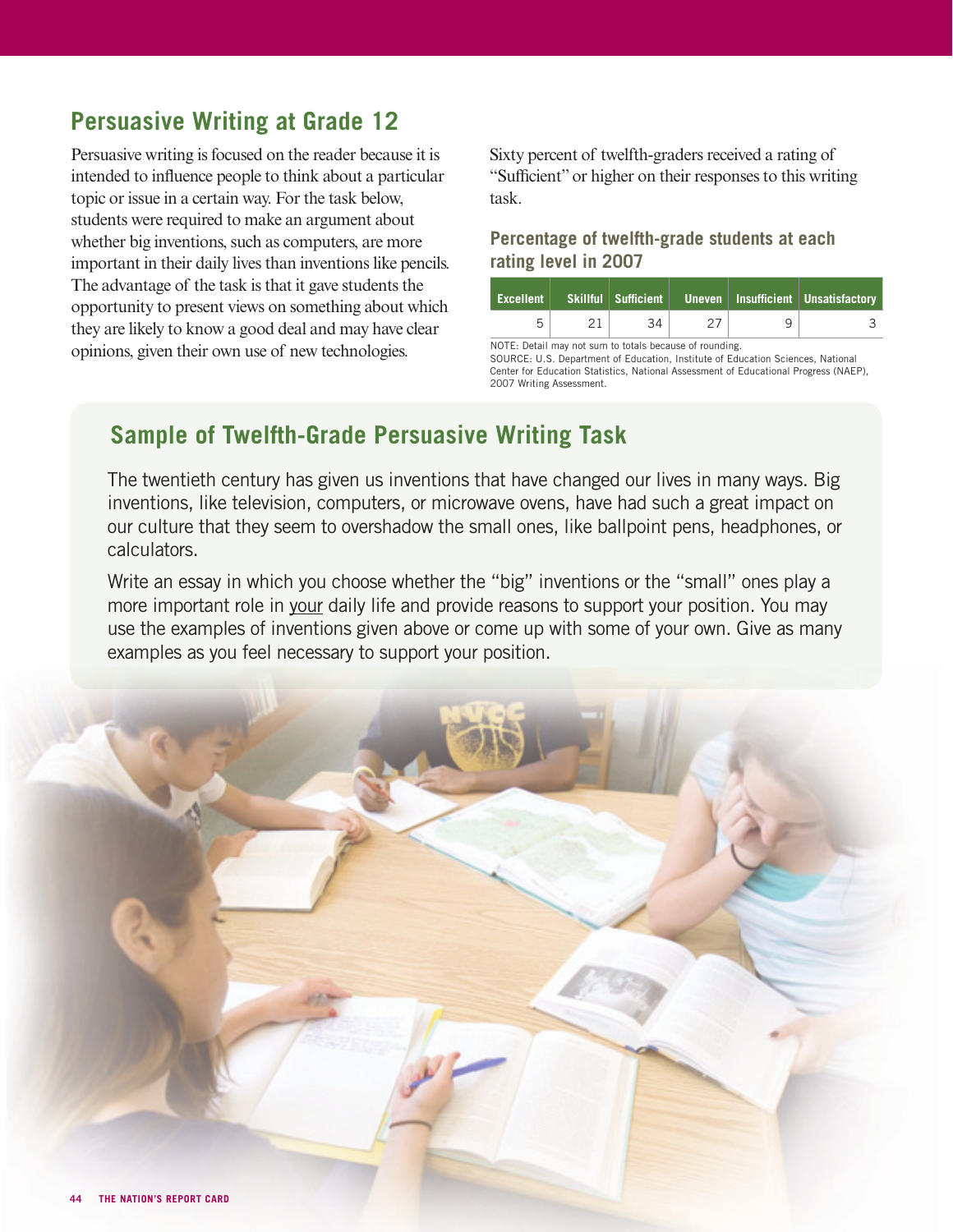## Persuasive Writing at Grade 12

Persuasive writing is focused on the reader because it is intended to influence people to think about a particular topic or issue in a certain way. For the task below, students were required to make an argument about whether big inventions, such as computers, are more important in their daily lives than inventions like pencils. The advantage of the task is that it gave students the opportunity to present views on something about which they are likely to know a good deal and may have clear opinions, given their own use of new technologies.

Sixty percent of twelfth-graders received a rating of "Sufficient" or higher on their responses to this writing task.

### Percentage of twelfth-grade students at each rating level in 2007

| Excellent | Skillful | Sufficient | Uneven | Insufficient | Unsatisfactory |
|---|---|---|---|---|---|
| 5 | 21 | 34 | 27 | 9 | 3 |

NOTE: Detail may not sum to totals because of rounding.
SOURCE: U.S. Department of Education, Institute of Education Sciences, National Center for Education Statistics, National Assessment of Educational Progress (NAEP), 2007 Writing Assessment.

## Sample of Twelfth-Grade Persuasive Writing Task

The twentieth century has given us inventions that have changed our lives in many ways. Big inventions, like television, computers, or microwave ovens, have had such a great impact on our culture that they seem to overshadow the small ones, like ballpoint pens, headphones, or calculators.

Write an essay in which you choose whether the "big" inventions or the "small" ones play a more important role in your daily life and provide reasons to support your position. You may use the examples of inventions given above or come up with some of your own. Give as many examples as you feel necessary to support your position.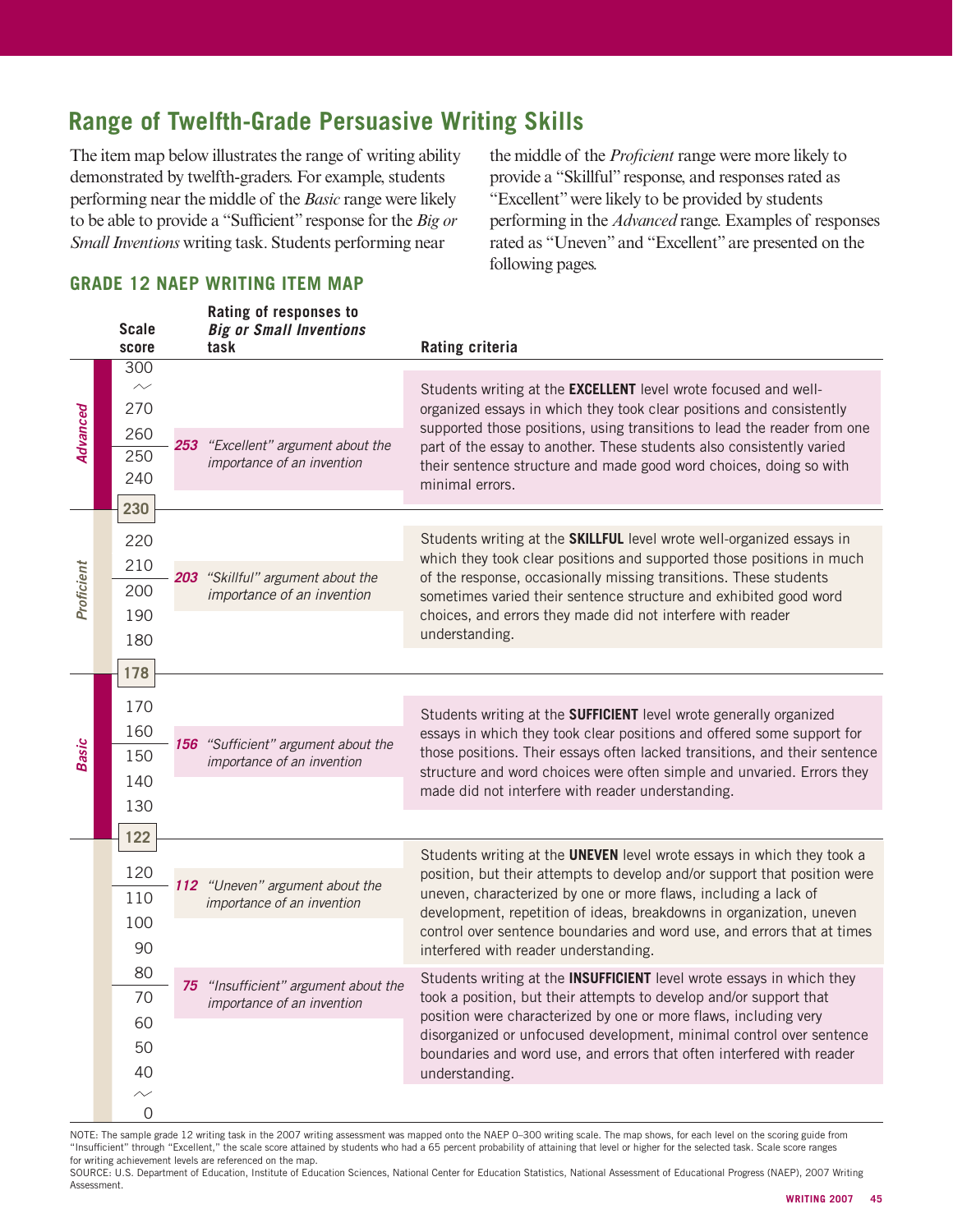## Range of Twelfth-Grade Persuasive Writing Skills

The item map below illustrates the range of writing ability demonstrated by twelfth-graders. For example, students performing near the middle of the *Basic* range were likely to be able to provide a "Sufficient" response for the *Big or Small Inventions* writing task. Students performing near the middle of the *Proficient* range were more likely to provide a "Skillful" response, and responses rated as "Excellent" were likely to be provided by students performing in the *Advanced* range. Examples of responses rated as "Uneven" and "Excellent" are presented on the following pages.

### GRADE 12 NAEP WRITING ITEM MAP

| Achievement level | Scale score | Rating of responses to *Big or Small Inventions* task | Rating criteria |
|---|---|---|---|
| *Advanced* (230 and above) | 300–230 | **253** *"Excellent" argument about the importance of an invention* | Students writing at the **EXCELLENT** level wrote focused and well-organized essays in which they took clear positions and consistently supported those positions, using transitions to lead the reader from one part of the essay to another. These students also consistently varied their sentence structure and made good word choices, doing so with minimal errors. |
| *Proficient* (178–229) | 220–178 | **203** *"Skillful" argument about the importance of an invention* | Students writing at the **SKILLFUL** level wrote well-organized essays in which they took clear positions and supported those positions in much of the response, occasionally missing transitions. These students sometimes varied their sentence structure and exhibited good word choices, and errors they made did not interfere with reader understanding. |
| *Basic* (122–177) | 170–122 | **156** *"Sufficient" argument about the importance of an invention* | Students writing at the **SUFFICIENT** level wrote generally organized essays in which they took clear positions and offered some support for those positions. Their essays often lacked transitions, and their sentence structure and word choices were often simple and unvaried. Errors they made did not interfere with reader understanding. |
| | 120–0 | **112** *"Uneven" argument about the importance of an invention* | Students writing at the **UNEVEN** level wrote essays in which they took a position, but their attempts to develop and/or support that position were uneven, characterized by one or more flaws, including a lack of development, repetition of ideas, breakdowns in organization, uneven control over sentence boundaries and word use, and errors that at times interfered with reader understanding. |
| | | **75** *"Insufficient" argument about the importance of an invention* | Students writing at the **INSUFFICIENT** level wrote essays in which they took a position, but their attempts to develop and/or support that position were characterized by one or more flaws, including very disorganized or unfocused development, minimal control over sentence boundaries and word use, and errors that often interfered with reader understanding. |

NOTE: The sample grade 12 writing task in the 2007 writing assessment was mapped onto the NAEP 0–300 writing scale. The map shows, for each level on the scoring guide from "Insufficient" through "Excellent," the scale score attained by students who had a 65 percent probability of attaining that level or higher for the selected task. Scale score ranges for writing achievement levels are referenced on the map.

SOURCE: U.S. Department of Education, Institute of Education Sciences, National Center for Education Statistics, National Assessment of Educational Progress (NAEP), 2007 Writing Assessment.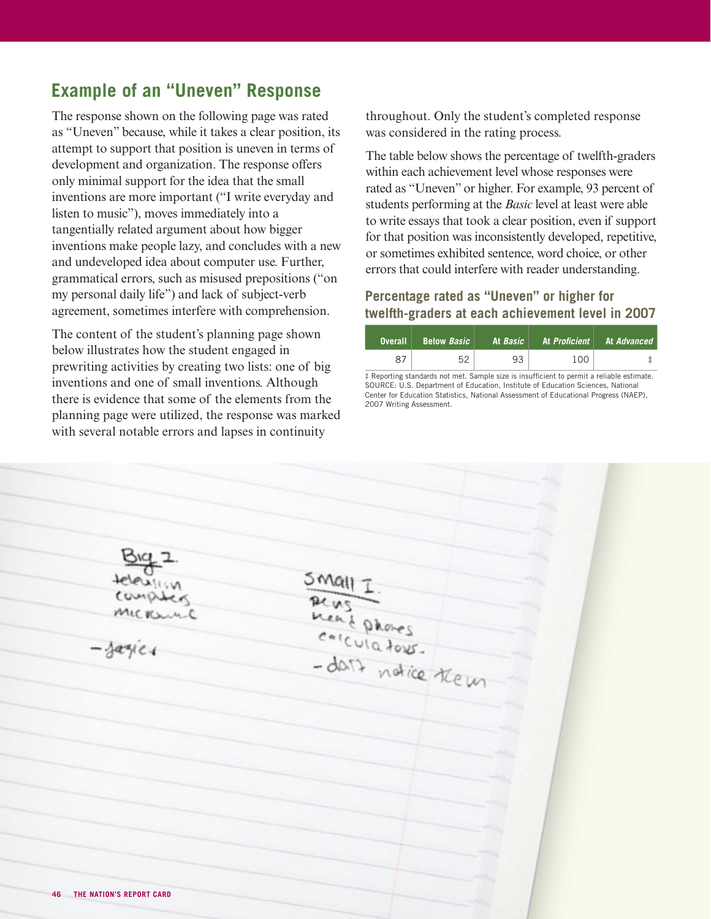## Example of an "Uneven" Response

The response shown on the following page was rated as "Uneven" because, while it takes a clear position, its attempt to support that position is uneven in terms of development and organization. The response offers only minimal support for the idea that the small inventions are more important ("I write everyday and listen to music"), moves immediately into a tangentially related argument about how bigger inventions make people lazy, and concludes with a new and undeveloped idea about computer use. Further, grammatical errors, such as misused prepositions ("on my personal daily life") and lack of subject-verb agreement, sometimes interfere with comprehension.

The content of the student's planning page shown below illustrates how the student engaged in prewriting activities by creating two lists: one of big inventions and one of small inventions. Although there is evidence that some of the elements from the planning page were utilized, the response was marked with several notable errors and lapses in continuity throughout. Only the student's completed response was considered in the rating process.

The table below shows the percentage of twelfth-graders within each achievement level whose responses were rated as "Uneven" or higher. For example, 93 percent of students performing at the *Basic* level at least were able to write essays that took a clear position, even if support for that position was inconsistently developed, repetitive, or sometimes exhibited sentence, word choice, or other errors that could interfere with reader understanding.

### Percentage rated as "Uneven" or higher for twelfth-graders at each achievement level in 2007

| Overall | Below *Basic* | At *Basic* | At *Proficient* | At *Advanced* |
|---|---|---|---|---|
| 87 | 52 | 93 | 100 | ‡ |

‡ Reporting standards not met. Sample size is insufficient to permit a reliable estimate.
SOURCE: U.S. Department of Education, Institute of Education Sciences, National Center for Education Statistics, National Assessment of Educational Progress (NAEP), 2007 Writing Assessment.

Big I.
television
computers
microwave

–lazier

Small I.
pens
head phones
calculators.
–don't notice them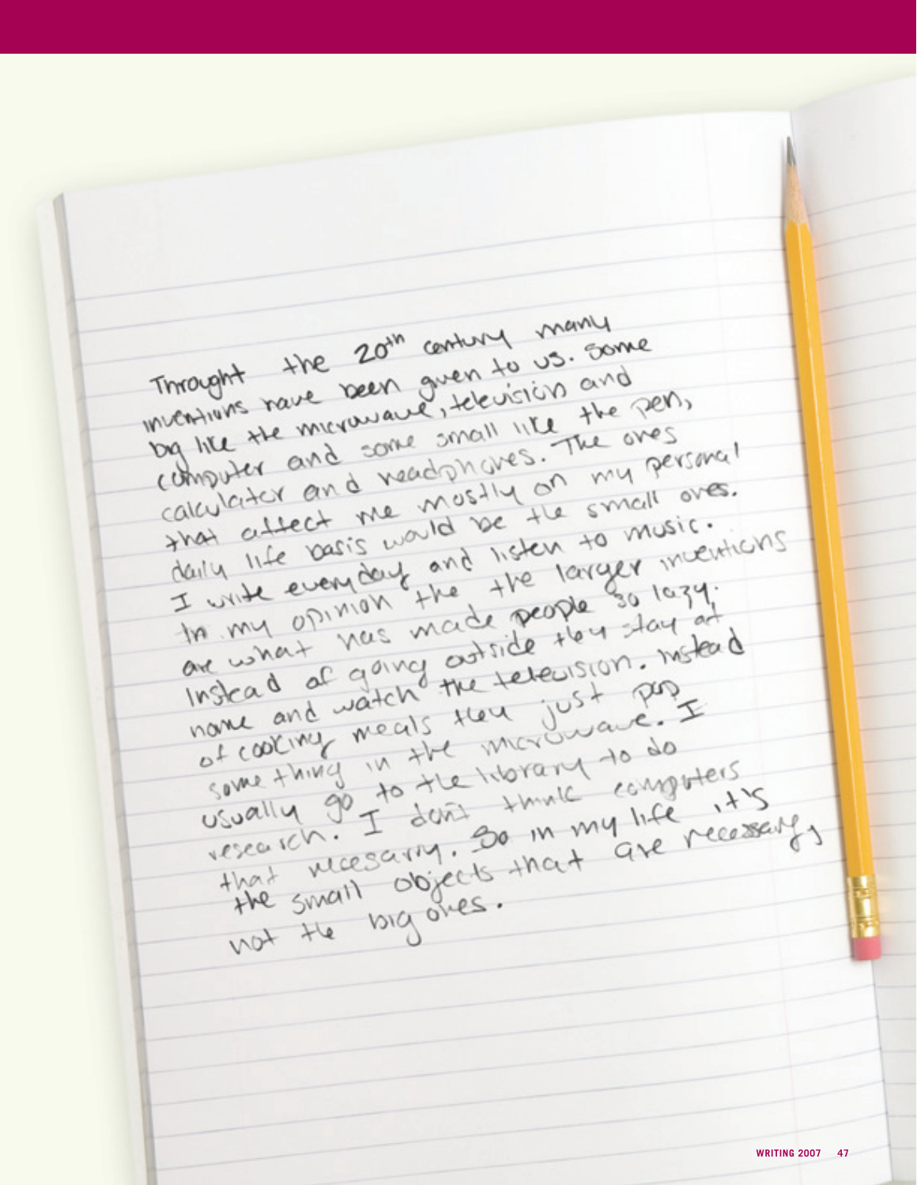Throught the 20th century many inventions have been given to us. Some big like the microwave, television and computer and some small like the pen, calculator and headphones. The ones that affect me mostly on my personal daily life basis would be the small ones. I write everyday and listen to music. In my opinion the the larger inventions are what has made people so lazy. Instead of going outside they stay at home and watch the television. Instead of cooking meals they just pop something in the microwave. I usually go to the library to do research. I don't think computers that necesary. So in my life it's the small objects that are necessary, not the big ones.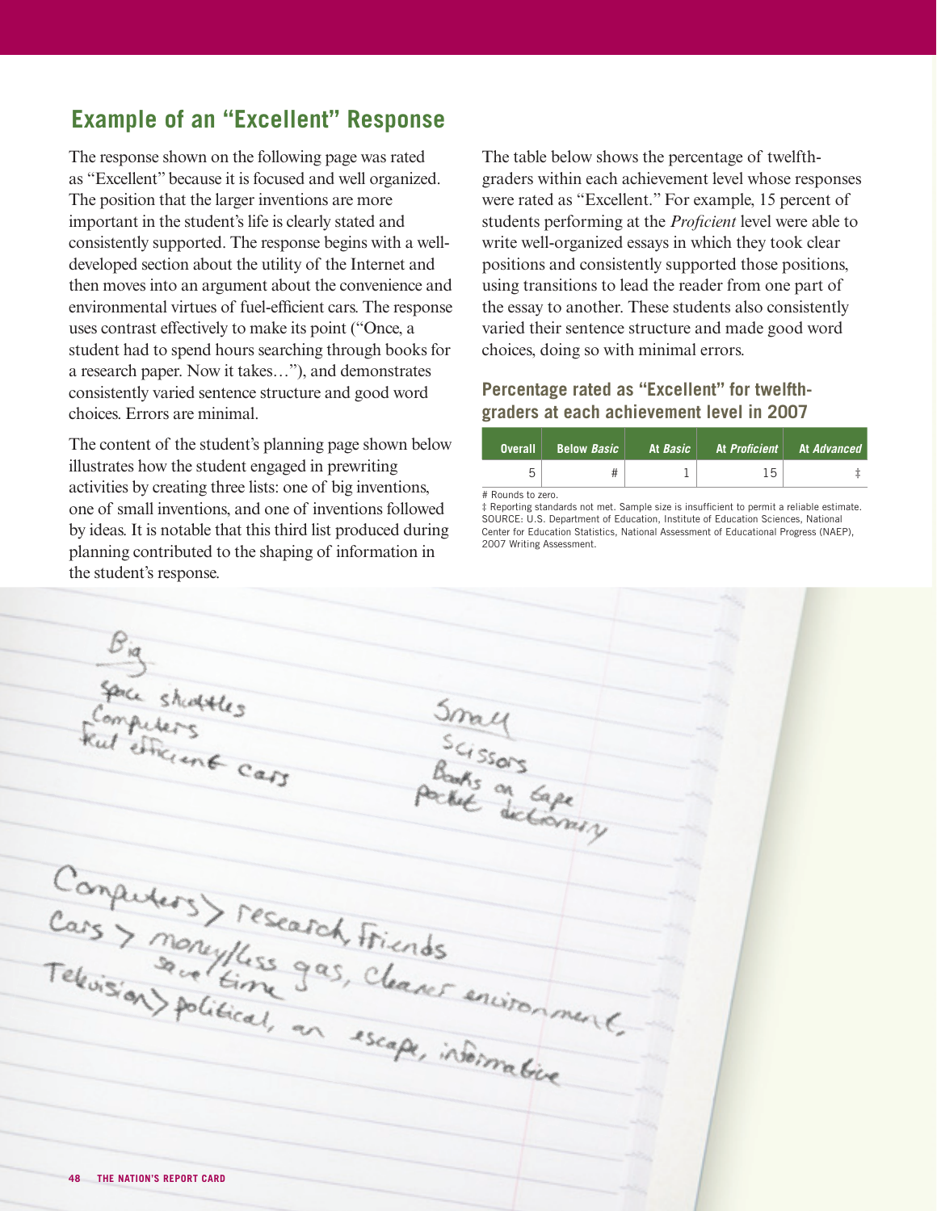## Example of an "Excellent" Response

The response shown on the following page was rated as "Excellent" because it is focused and well organized. The position that the larger inventions are more important in the student's life is clearly stated and consistently supported. The response begins with a well-developed section about the utility of the Internet and then moves into an argument about the convenience and environmental virtues of fuel-efficient cars. The response uses contrast effectively to make its point ("Once, a student had to spend hours searching through books for a research paper. Now it takes…"), and demonstrates consistently varied sentence structure and good word choices. Errors are minimal.

The content of the student's planning page shown below illustrates how the student engaged in prewriting activities by creating three lists: one of big inventions, one of small inventions, and one of inventions followed by ideas. It is notable that this third list produced during planning contributed to the shaping of information in the student's response.

The table below shows the percentage of twelfth-graders within each achievement level whose responses were rated as "Excellent." For example, 15 percent of students performing at the *Proficient* level were able to write well-organized essays in which they took clear positions and consistently supported those positions, using transitions to lead the reader from one part of the essay to another. These students also consistently varied their sentence structure and made good word choices, doing so with minimal errors.

### Percentage rated as "Excellent" for twelfth-graders at each achievement level in 2007

| Overall | Below *Basic* | At *Basic* | At *Proficient* | At *Advanced* |
|---|---|---|---|---|
| 5 | # | 1 | 15 | ‡ |

# Rounds to zero.

‡ Reporting standards not met. Sample size is insufficient to permit a reliable estimate.

SOURCE: U.S. Department of Education, Institute of Education Sciences, National Center for Education Statistics, National Assessment of Educational Progress (NAEP), 2007 Writing Assessment.

Big
Space shuttles
Computers
Fuel efficient cars

Small
Scissors
Books on tape
Pocket dictionary

Computers > research, friends
Cars > money/less gas, cleaner environment, save time
Television > political, an escape, informative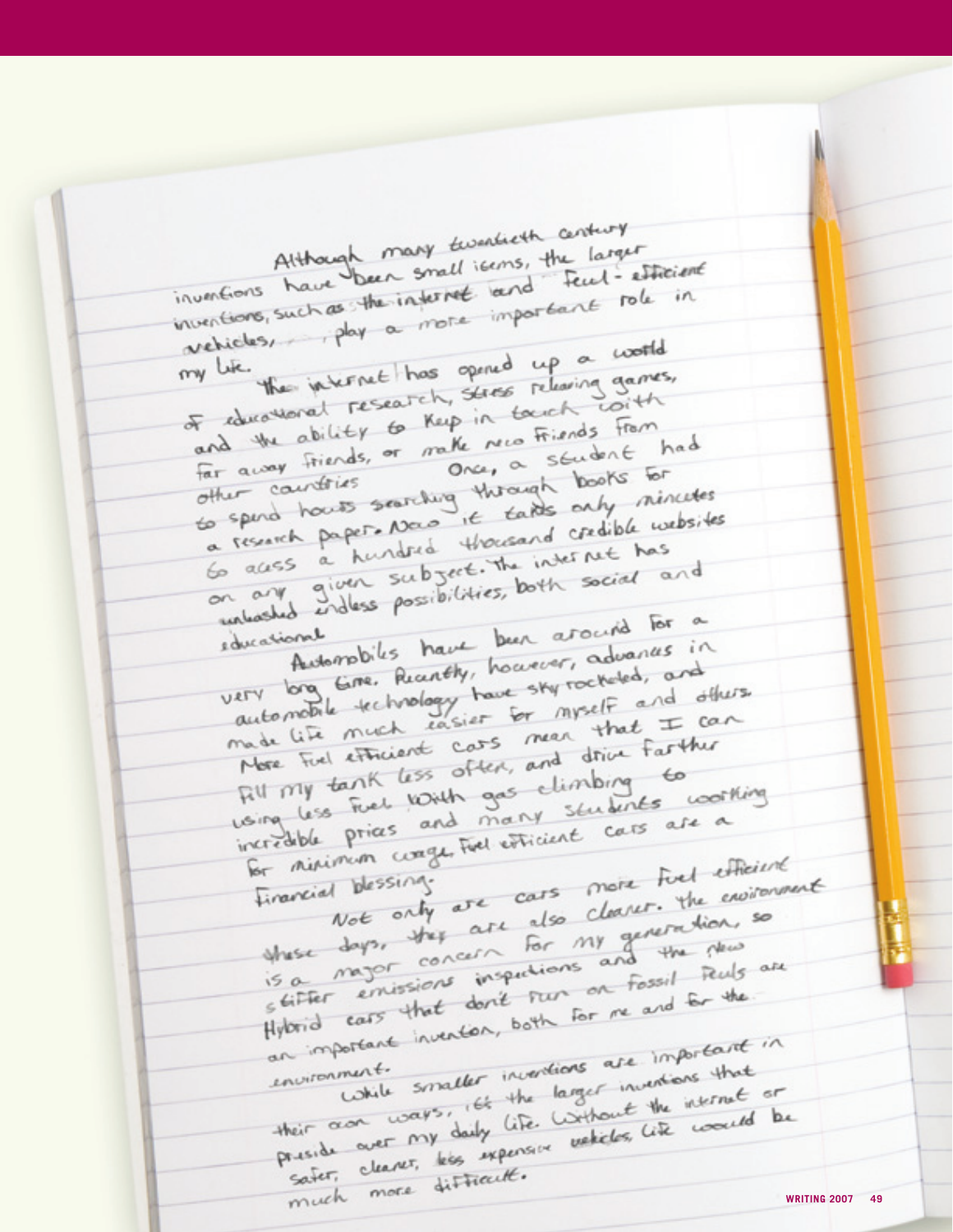Although many twentieth century inventions have been small items, the larger inventions, such as the internet and fuel-efficient vehicles, play a more important role in my life.

The internet has opened up a world of educational research, stress relieving games, and the ability to keep in touch with far away friends, or make new friends from other countries. Once, a student had to spend hours searching through books for a research paper. Now it takes only minutes to acess a hundred thousand credible websites on any given subject. The internet has unleashed endless possibilities, both social and educational.

Automobiles have been around for a very long time. Recently, however, advances in automobile technology have sky rocketed, and made life much easier for myself and others. More fuel efficient cars mean that I can fill my tank less often, and drive farther using less fuel. With gas climbing to incredible prices and many students working for minimum wage, fuel efficient cars are a financial blessing.

Not only are cars more fuel efficient these days, they are also cleaner. The environment is a major concern for my generation, so stiffer emissions inspections and the new Hybrid cars that don't run on fossil fuels are an important invention, both for me and for the environment.

While smaller inventions are important in their own ways, it's the larger inventions that preside over my daily life. Without the internet or safer, cleaner, less expensive vehicles, life would be much more difficult.